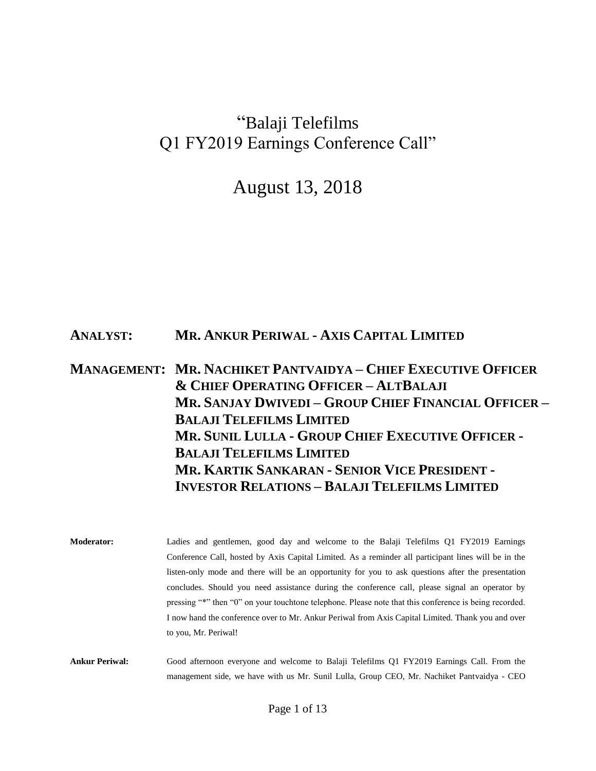# "Balaji Telefilms Q1 FY2019 Earnings Conference Call"

## August 13, 2018

**ANALYST:** **MR. ANKUR PERIWAL - AXIS CAPITAL LIMITED**

**MANAGEMENT:** **MR. NACHIKET PANTVAIDYA – CHIEF EXECUTIVE OFFICER & CHIEF OPERATING OFFICER – ALTBALAJI**
**MR. SANJAY DWIVEDI – GROUP CHIEF FINANCIAL OFFICER – BALAJI TELEFILMS LIMITED**
**MR. SUNIL LULLA - GROUP CHIEF EXECUTIVE OFFICER - BALAJI TELEFILMS LIMITED**
**MR. KARTIK SANKARAN - SENIOR VICE PRESIDENT - INVESTOR RELATIONS – BALAJI TELEFILMS LIMITED**

**Moderator:** Ladies and gentlemen, good day and welcome to the Balaji Telefilms Q1 FY2019 Earnings Conference Call, hosted by Axis Capital Limited. As a reminder all participant lines will be in the listen-only mode and there will be an opportunity for you to ask questions after the presentation concludes. Should you need assistance during the conference call, please signal an operator by pressing "*" then "0" on your touchtone telephone. Please note that this conference is being recorded. I now hand the conference over to Mr. Ankur Periwal from Axis Capital Limited. Thank you and over to you, Mr. Periwal!

**Ankur Periwal:** Good afternoon everyone and welcome to Balaji Telefilms Q1 FY2019 Earnings Call. From the management side, we have with us Mr. Sunil Lulla, Group CEO, Mr. Nachiket Pantvaidya - CEO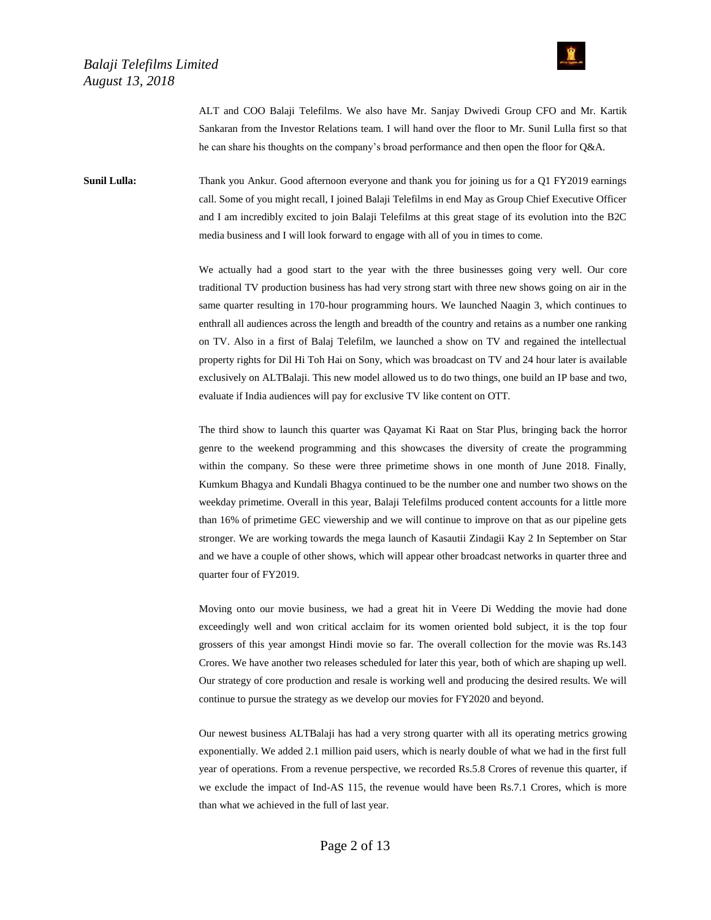ALT and COO Balaji Telefilms. We also have Mr. Sanjay Dwivedi Group CFO and Mr. Kartik Sankaran from the Investor Relations team. I will hand over the floor to Mr. Sunil Lulla first so that he can share his thoughts on the company's broad performance and then open the floor for Q&A.

**Sunil Lulla:** Thank you Ankur. Good afternoon everyone and thank you for joining us for a Q1 FY2019 earnings call. Some of you might recall, I joined Balaji Telefilms in end May as Group Chief Executive Officer and I am incredibly excited to join Balaji Telefilms at this great stage of its evolution into the B2C media business and I will look forward to engage with all of you in times to come.

We actually had a good start to the year with the three businesses going very well. Our core traditional TV production business has had very strong start with three new shows going on air in the same quarter resulting in 170-hour programming hours. We launched Naagin 3, which continues to enthrall all audiences across the length and breadth of the country and retains as a number one ranking on TV. Also in a first of Balaj Telefilm, we launched a show on TV and regained the intellectual property rights for Dil Hi Toh Hai on Sony, which was broadcast on TV and 24 hour later is available exclusively on ALTBalaji. This new model allowed us to do two things, one build an IP base and two, evaluate if India audiences will pay for exclusive TV like content on OTT.

The third show to launch this quarter was Qayamat Ki Raat on Star Plus, bringing back the horror genre to the weekend programming and this showcases the diversity of create the programming within the company. So these were three primetime shows in one month of June 2018. Finally, Kumkum Bhagya and Kundali Bhagya continued to be the number one and number two shows on the weekday primetime. Overall in this year, Balaji Telefilms produced content accounts for a little more than 16% of primetime GEC viewership and we will continue to improve on that as our pipeline gets stronger. We are working towards the mega launch of Kasautii Zindagii Kay 2 In September on Star and we have a couple of other shows, which will appear other broadcast networks in quarter three and quarter four of FY2019.

Moving onto our movie business, we had a great hit in Veere Di Wedding the movie had done exceedingly well and won critical acclaim for its women oriented bold subject, it is the top four grossers of this year amongst Hindi movie so far. The overall collection for the movie was Rs.143 Crores. We have another two releases scheduled for later this year, both of which are shaping up well. Our strategy of core production and resale is working well and producing the desired results. We will continue to pursue the strategy as we develop our movies for FY2020 and beyond.

Our newest business ALTBalaji has had a very strong quarter with all its operating metrics growing exponentially. We added 2.1 million paid users, which is nearly double of what we had in the first full year of operations. From a revenue perspective, we recorded Rs.5.8 Crores of revenue this quarter, if we exclude the impact of Ind-AS 115, the revenue would have been Rs.7.1 Crores, which is more than what we achieved in the full of last year.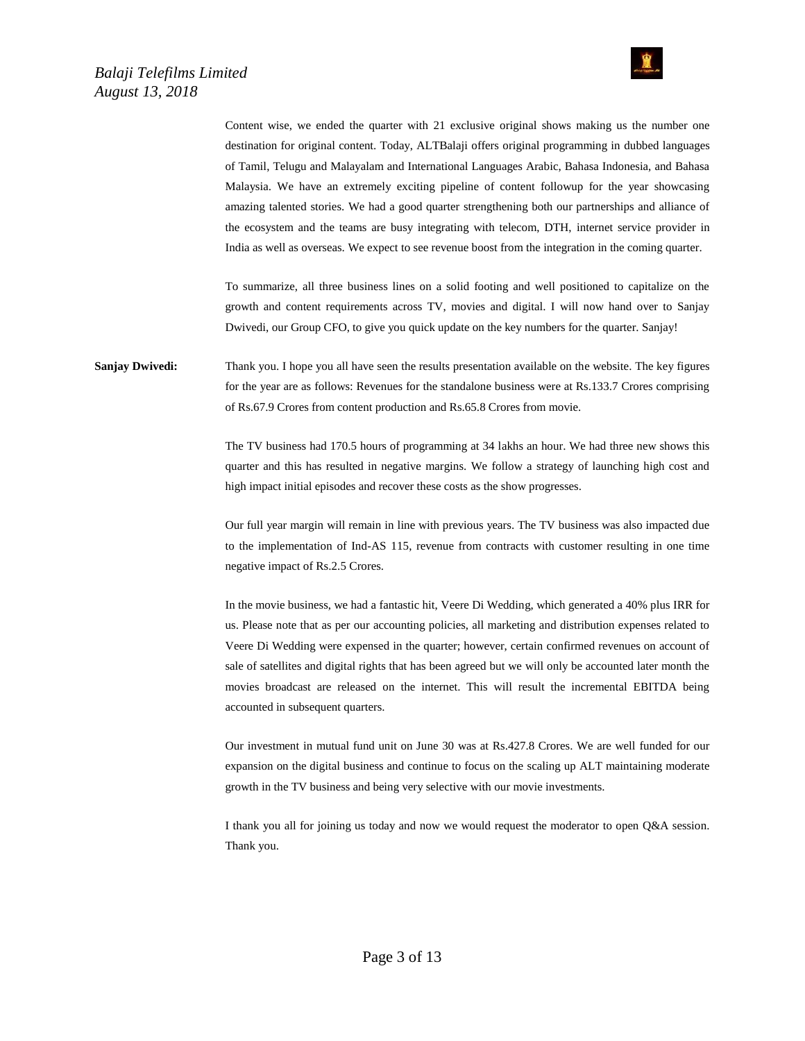Content wise, we ended the quarter with 21 exclusive original shows making us the number one destination for original content. Today, ALTBalaji offers original programming in dubbed languages of Tamil, Telugu and Malayalam and International Languages Arabic, Bahasa Indonesia, and Bahasa Malaysia. We have an extremely exciting pipeline of content followup for the year showcasing amazing talented stories. We had a good quarter strengthening both our partnerships and alliance of the ecosystem and the teams are busy integrating with telecom, DTH, internet service provider in India as well as overseas. We expect to see revenue boost from the integration in the coming quarter.

To summarize, all three business lines on a solid footing and well positioned to capitalize on the growth and content requirements across TV, movies and digital. I will now hand over to Sanjay Dwivedi, our Group CFO, to give you quick update on the key numbers for the quarter. Sanjay!

**Sanjay Dwivedi:** Thank you. I hope you all have seen the results presentation available on the website. The key figures for the year are as follows: Revenues for the standalone business were at Rs.133.7 Crores comprising of Rs.67.9 Crores from content production and Rs.65.8 Crores from movie.

The TV business had 170.5 hours of programming at 34 lakhs an hour. We had three new shows this quarter and this has resulted in negative margins. We follow a strategy of launching high cost and high impact initial episodes and recover these costs as the show progresses.

Our full year margin will remain in line with previous years. The TV business was also impacted due to the implementation of Ind-AS 115, revenue from contracts with customer resulting in one time negative impact of Rs.2.5 Crores.

In the movie business, we had a fantastic hit, Veere Di Wedding, which generated a 40% plus IRR for us. Please note that as per our accounting policies, all marketing and distribution expenses related to Veere Di Wedding were expensed in the quarter; however, certain confirmed revenues on account of sale of satellites and digital rights that has been agreed but we will only be accounted later month the movies broadcast are released on the internet. This will result the incremental EBITDA being accounted in subsequent quarters.

Our investment in mutual fund unit on June 30 was at Rs.427.8 Crores. We are well funded for our expansion on the digital business and continue to focus on the scaling up ALT maintaining moderate growth in the TV business and being very selective with our movie investments.

I thank you all for joining us today and now we would request the moderator to open Q&A session. Thank you.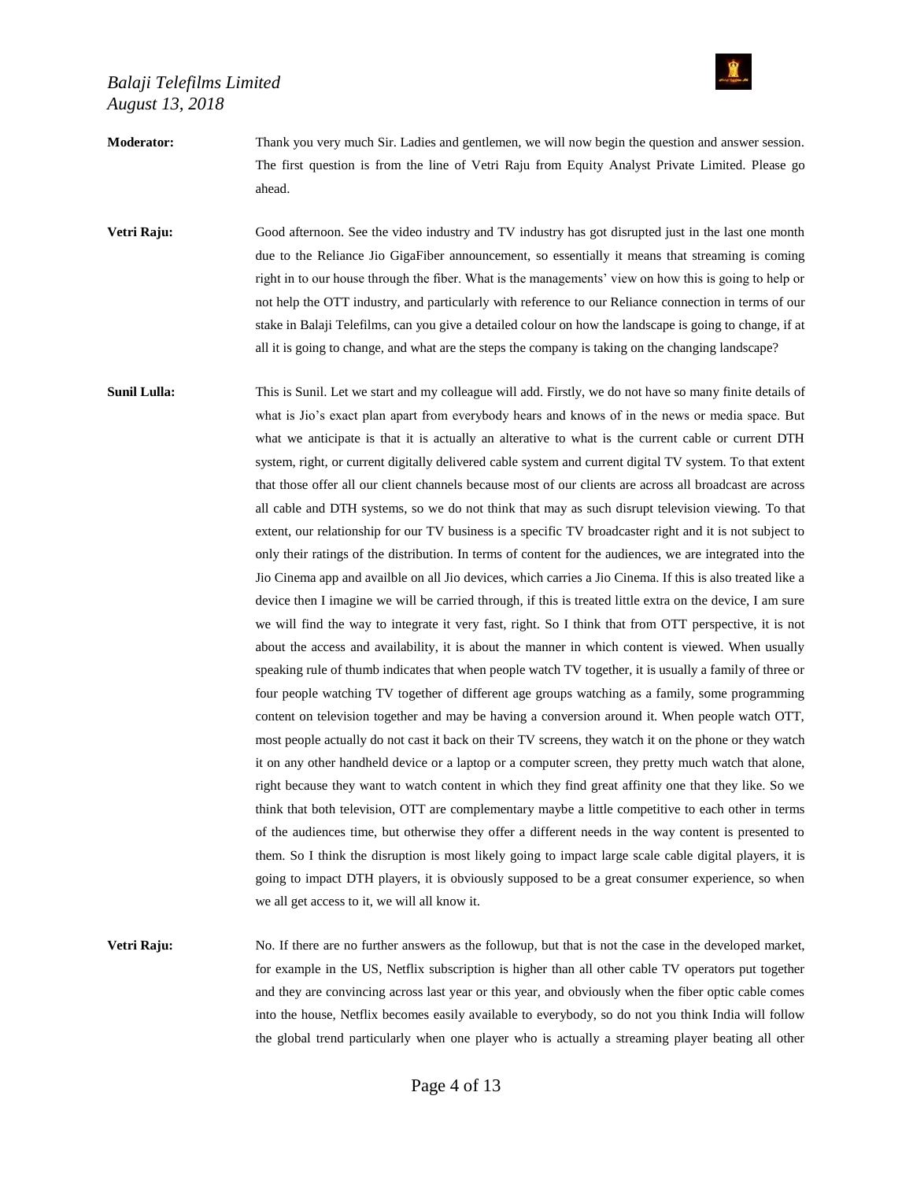**Moderator:** Thank you very much Sir. Ladies and gentlemen, we will now begin the question and answer session. The first question is from the line of Vetri Raju from Equity Analyst Private Limited. Please go ahead.

**Vetri Raju:** Good afternoon. See the video industry and TV industry has got disrupted just in the last one month due to the Reliance Jio GigaFiber announcement, so essentially it means that streaming is coming right in to our house through the fiber. What is the managements' view on how this is going to help or not help the OTT industry, and particularly with reference to our Reliance connection in terms of our stake in Balaji Telefilms, can you give a detailed colour on how the landscape is going to change, if at all it is going to change, and what are the steps the company is taking on the changing landscape?

**Sunil Lulla:** This is Sunil. Let we start and my colleague will add. Firstly, we do not have so many finite details of what is Jio's exact plan apart from everybody hears and knows of in the news or media space. But what we anticipate is that it is actually an alterative to what is the current cable or current DTH system, right, or current digitally delivered cable system and current digital TV system. To that extent that those offer all our client channels because most of our clients are across all broadcast are across all cable and DTH systems, so we do not think that may as such disrupt television viewing. To that extent, our relationship for our TV business is a specific TV broadcaster right and it is not subject to only their ratings of the distribution. In terms of content for the audiences, we are integrated into the Jio Cinema app and availble on all Jio devices, which carries a Jio Cinema. If this is also treated like a device then I imagine we will be carried through, if this is treated little extra on the device, I am sure we will find the way to integrate it very fast, right. So I think that from OTT perspective, it is not about the access and availability, it is about the manner in which content is viewed. When usually speaking rule of thumb indicates that when people watch TV together, it is usually a family of three or four people watching TV together of different age groups watching as a family, some programming content on television together and may be having a conversion around it. When people watch OTT, most people actually do not cast it back on their TV screens, they watch it on the phone or they watch it on any other handheld device or a laptop or a computer screen, they pretty much watch that alone, right because they want to watch content in which they find great affinity one that they like. So we think that both television, OTT are complementary maybe a little competitive to each other in terms of the audiences time, but otherwise they offer a different needs in the way content is presented to them. So I think the disruption is most likely going to impact large scale cable digital players, it is going to impact DTH players, it is obviously supposed to be a great consumer experience, so when we all get access to it, we will all know it.

**Vetri Raju:** No. If there are no further answers as the followup, but that is not the case in the developed market, for example in the US, Netflix subscription is higher than all other cable TV operators put together and they are convincing across last year or this year, and obviously when the fiber optic cable comes into the house, Netflix becomes easily available to everybody, so do not you think India will follow the global trend particularly when one player who is actually a streaming player beating all other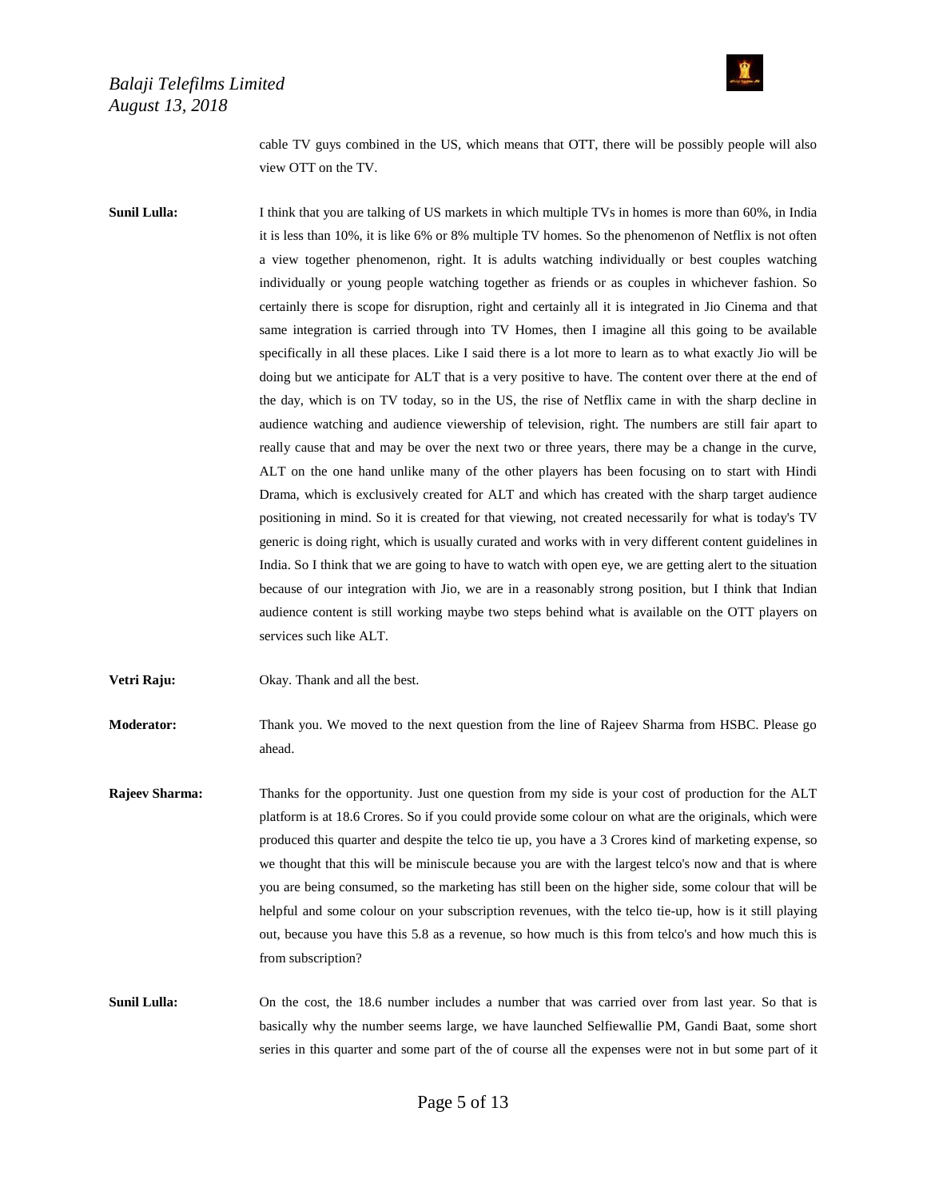cable TV guys combined in the US, which means that OTT, there will be possibly people will also view OTT on the TV.

**Sunil Lulla:** I think that you are talking of US markets in which multiple TVs in homes is more than 60%, in India it is less than 10%, it is like 6% or 8% multiple TV homes. So the phenomenon of Netflix is not often a view together phenomenon, right. It is adults watching individually or best couples watching individually or young people watching together as friends or as couples in whichever fashion. So certainly there is scope for disruption, right and certainly all it is integrated in Jio Cinema and that same integration is carried through into TV Homes, then I imagine all this going to be available specifically in all these places. Like I said there is a lot more to learn as to what exactly Jio will be doing but we anticipate for ALT that is a very positive to have. The content over there at the end of the day, which is on TV today, so in the US, the rise of Netflix came in with the sharp decline in audience watching and audience viewership of television, right. The numbers are still fair apart to really cause that and may be over the next two or three years, there may be a change in the curve, ALT on the one hand unlike many of the other players has been focusing on to start with Hindi Drama, which is exclusively created for ALT and which has created with the sharp target audience positioning in mind. So it is created for that viewing, not created necessarily for what is today's TV generic is doing right, which is usually curated and works with in very different content guidelines in India. So I think that we are going to have to watch with open eye, we are getting alert to the situation because of our integration with Jio, we are in a reasonably strong position, but I think that Indian audience content is still working maybe two steps behind what is available on the OTT players on services such like ALT.

**Vetri Raju:** Okay. Thank and all the best.

**Moderator:** Thank you. We moved to the next question from the line of Rajeev Sharma from HSBC. Please go ahead.

**Rajeev Sharma:** Thanks for the opportunity. Just one question from my side is your cost of production for the ALT platform is at 18.6 Crores. So if you could provide some colour on what are the originals, which were produced this quarter and despite the telco tie up, you have a 3 Crores kind of marketing expense, so we thought that this will be miniscule because you are with the largest telco's now and that is where you are being consumed, so the marketing has still been on the higher side, some colour that will be helpful and some colour on your subscription revenues, with the telco tie-up, how is it still playing out, because you have this 5.8 as a revenue, so how much is this from telco's and how much this is from subscription?

**Sunil Lulla:** On the cost, the 18.6 number includes a number that was carried over from last year. So that is basically why the number seems large, we have launched Selfiewallie PM, Gandi Baat, some short series in this quarter and some part of the of course all the expenses were not in but some part of it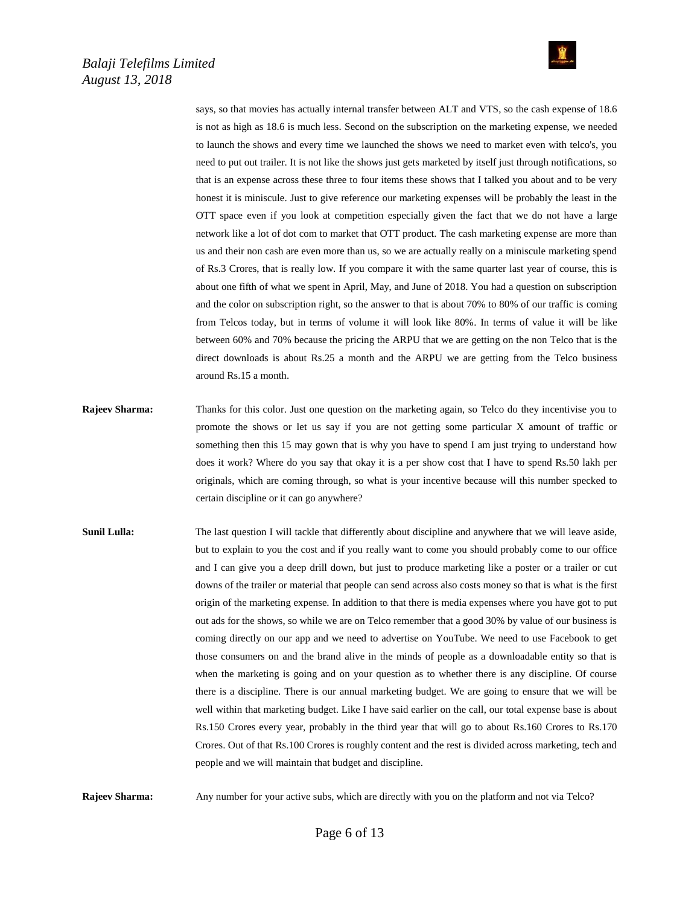says, so that movies has actually internal transfer between ALT and VTS, so the cash expense of 18.6 is not as high as 18.6 is much less. Second on the subscription on the marketing expense, we needed to launch the shows and every time we launched the shows we need to market even with telco's, you need to put out trailer. It is not like the shows just gets marketed by itself just through notifications, so that is an expense across these three to four items these shows that I talked you about and to be very honest it is miniscule. Just to give reference our marketing expenses will be probably the least in the OTT space even if you look at competition especially given the fact that we do not have a large network like a lot of dot com to market that OTT product. The cash marketing expense are more than us and their non cash are even more than us, so we are actually really on a miniscule marketing spend of Rs.3 Crores, that is really low. If you compare it with the same quarter last year of course, this is about one fifth of what we spent in April, May, and June of 2018. You had a question on subscription and the color on subscription right, so the answer to that is about 70% to 80% of our traffic is coming from Telcos today, but in terms of volume it will look like 80%. In terms of value it will be like between 60% and 70% because the pricing the ARPU that we are getting on the non Telco that is the direct downloads is about Rs.25 a month and the ARPU we are getting from the Telco business around Rs.15 a month.

**Rajeev Sharma:** Thanks for this color. Just one question on the marketing again, so Telco do they incentivise you to promote the shows or let us say if you are not getting some particular X amount of traffic or something then this 15 may gown that is why you have to spend I am just trying to understand how does it work? Where do you say that okay it is a per show cost that I have to spend Rs.50 lakh per originals, which are coming through, so what is your incentive because will this number specked to certain discipline or it can go anywhere?

**Sunil Lulla:** The last question I will tackle that differently about discipline and anywhere that we will leave aside, but to explain to you the cost and if you really want to come you should probably come to our office and I can give you a deep drill down, but just to produce marketing like a poster or a trailer or cut downs of the trailer or material that people can send across also costs money so that is what is the first origin of the marketing expense. In addition to that there is media expenses where you have got to put out ads for the shows, so while we are on Telco remember that a good 30% by value of our business is coming directly on our app and we need to advertise on YouTube. We need to use Facebook to get those consumers on and the brand alive in the minds of people as a downloadable entity so that is when the marketing is going and on your question as to whether there is any discipline. Of course there is a discipline. There is our annual marketing budget. We are going to ensure that we will be well within that marketing budget. Like I have said earlier on the call, our total expense base is about Rs.150 Crores every year, probably in the third year that will go to about Rs.160 Crores to Rs.170 Crores. Out of that Rs.100 Crores is roughly content and the rest is divided across marketing, tech and people and we will maintain that budget and discipline.

**Rajeev Sharma:** Any number for your active subs, which are directly with you on the platform and not via Telco?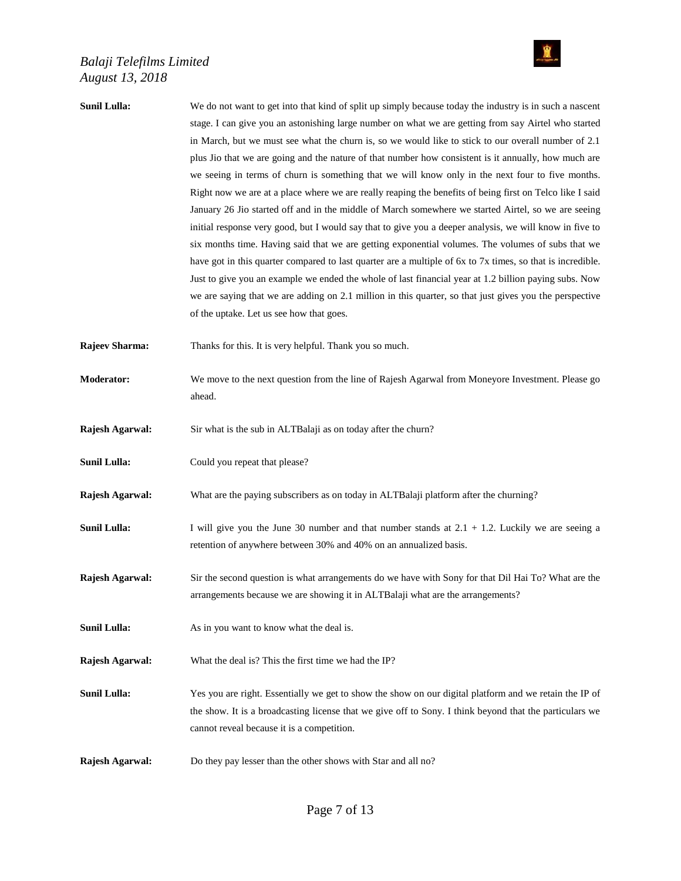**Sunil Lulla:** We do not want to get into that kind of split up simply because today the industry is in such a nascent stage. I can give you an astonishing large number on what we are getting from say Airtel who started in March, but we must see what the churn is, so we would like to stick to our overall number of 2.1 plus Jio that we are going and the nature of that number how consistent is it annually, how much are we seeing in terms of churn is something that we will know only in the next four to five months. Right now we are at a place where we are really reaping the benefits of being first on Telco like I said January 26 Jio started off and in the middle of March somewhere we started Airtel, so we are seeing initial response very good, but I would say that to give you a deeper analysis, we will know in five to six months time. Having said that we are getting exponential volumes. The volumes of subs that we have got in this quarter compared to last quarter are a multiple of 6x to 7x times, so that is incredible. Just to give you an example we ended the whole of last financial year at 1.2 billion paying subs. Now we are saying that we are adding on 2.1 million in this quarter, so that just gives you the perspective of the uptake. Let us see how that goes.

**Rajeev Sharma:** Thanks for this. It is very helpful. Thank you so much.

**Moderator:** We move to the next question from the line of Rajesh Agarwal from Moneyore Investment. Please go ahead.

**Rajesh Agarwal:** Sir what is the sub in ALTBalaji as on today after the churn?

**Sunil Lulla:** Could you repeat that please?

**Rajesh Agarwal:** What are the paying subscribers as on today in ALTBalaji platform after the churning?

**Sunil Lulla:** I will give you the June 30 number and that number stands at 2.1 + 1.2. Luckily we are seeing a retention of anywhere between 30% and 40% on an annualized basis.

**Rajesh Agarwal:** Sir the second question is what arrangements do we have with Sony for that Dil Hai To? What are the arrangements because we are showing it in ALTBalaji what are the arrangements?

**Sunil Lulla:** As in you want to know what the deal is.

**Rajesh Agarwal:** What the deal is? This the first time we had the IP?

**Sunil Lulla:** Yes you are right. Essentially we get to show the show on our digital platform and we retain the IP of the show. It is a broadcasting license that we give off to Sony. I think beyond that the particulars we cannot reveal because it is a competition.

**Rajesh Agarwal:** Do they pay lesser than the other shows with Star and all no?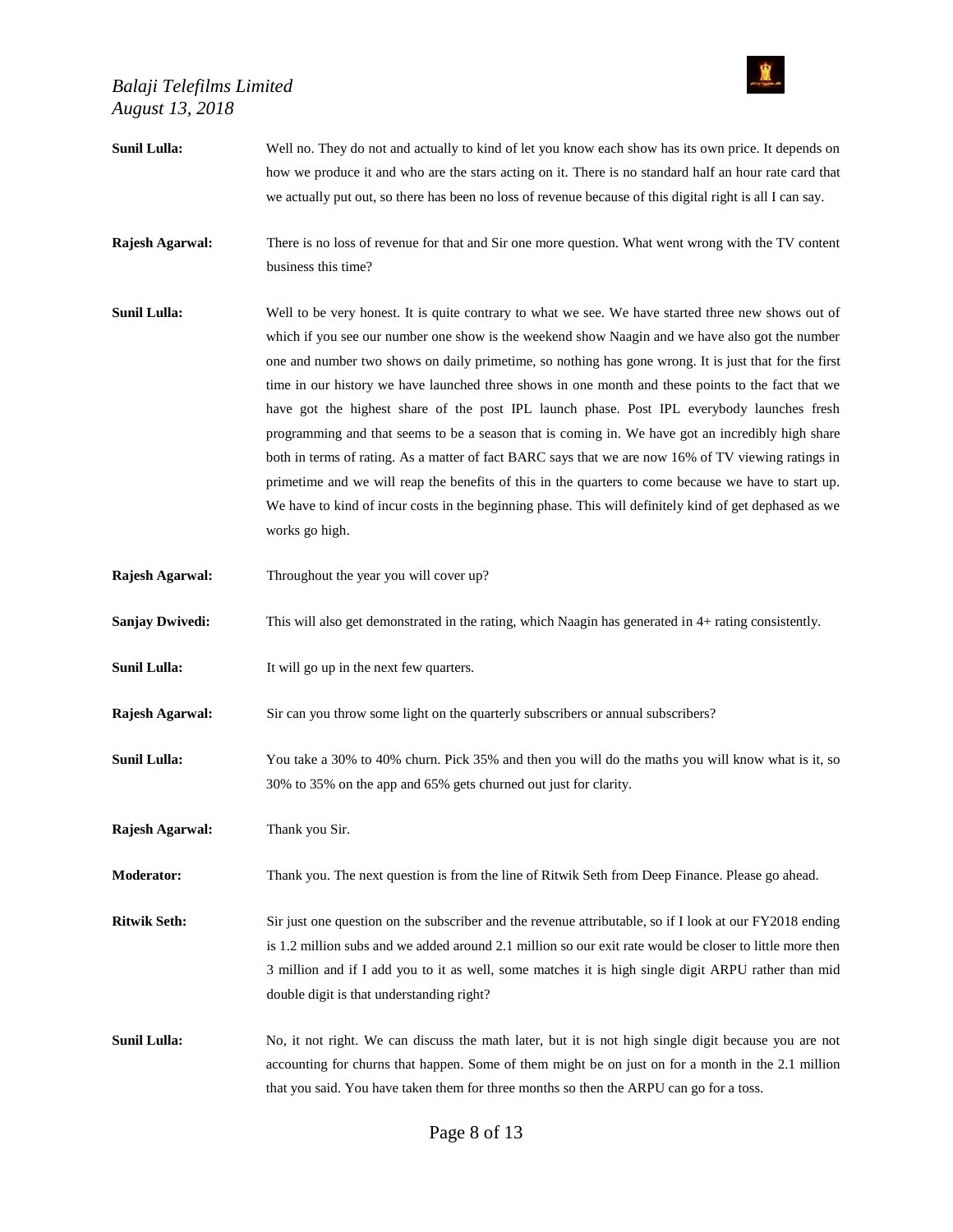**Sunil Lulla:** Well no. They do not and actually to kind of let you know each show has its own price. It depends on how we produce it and who are the stars acting on it. There is no standard half an hour rate card that we actually put out, so there has been no loss of revenue because of this digital right is all I can say.

**Rajesh Agarwal:** There is no loss of revenue for that and Sir one more question. What went wrong with the TV content business this time?

**Sunil Lulla:** Well to be very honest. It is quite contrary to what we see. We have started three new shows out of which if you see our number one show is the weekend show Naagin and we have also got the number one and number two shows on daily primetime, so nothing has gone wrong. It is just that for the first time in our history we have launched three shows in one month and these points to the fact that we have got the highest share of the post IPL launch phase. Post IPL everybody launches fresh programming and that seems to be a season that is coming in. We have got an incredibly high share both in terms of rating. As a matter of fact BARC says that we are now 16% of TV viewing ratings in primetime and we will reap the benefits of this in the quarters to come because we have to start up. We have to kind of incur costs in the beginning phase. This will definitely kind of get dephased as we works go high.

**Rajesh Agarwal:** Throughout the year you will cover up?

**Sanjay Dwivedi:** This will also get demonstrated in the rating, which Naagin has generated in 4+ rating consistently.

**Sunil Lulla:** It will go up in the next few quarters.

**Rajesh Agarwal:** Sir can you throw some light on the quarterly subscribers or annual subscribers?

**Sunil Lulla:** You take a 30% to 40% churn. Pick 35% and then you will do the maths you will know what is it, so 30% to 35% on the app and 65% gets churned out just for clarity.

**Rajesh Agarwal:** Thank you Sir.

**Moderator:** Thank you. The next question is from the line of Ritwik Seth from Deep Finance. Please go ahead.

**Ritwik Seth:** Sir just one question on the subscriber and the revenue attributable, so if I look at our FY2018 ending is 1.2 million subs and we added around 2.1 million so our exit rate would be closer to little more then 3 million and if I add you to it as well, some matches it is high single digit ARPU rather than mid double digit is that understanding right?

**Sunil Lulla:** No, it not right. We can discuss the math later, but it is not high single digit because you are not accounting for churns that happen. Some of them might be on just on for a month in the 2.1 million that you said. You have taken them for three months so then the ARPU can go for a toss.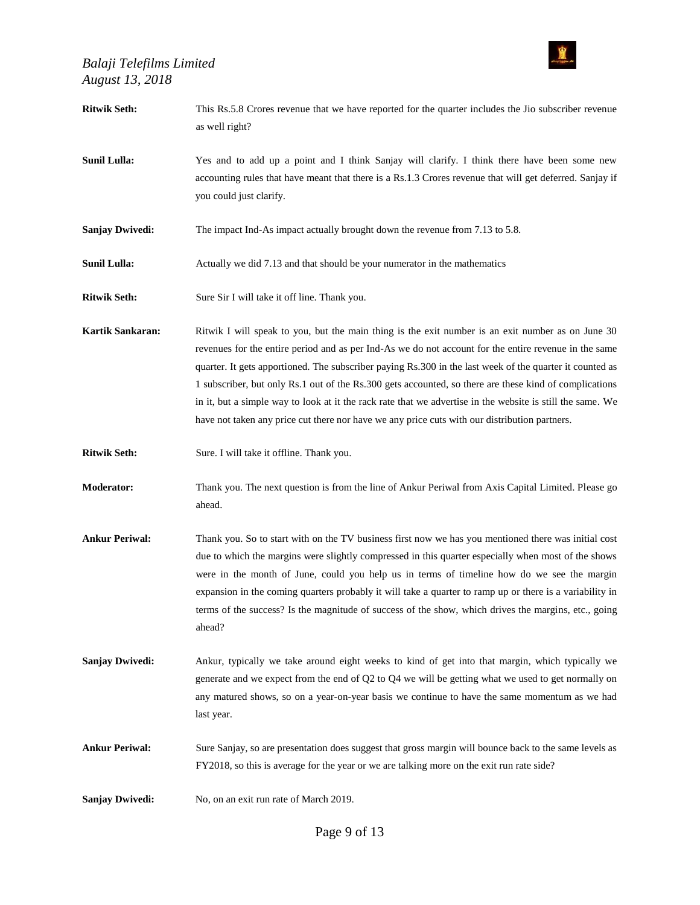**Ritwik Seth:** This Rs.5.8 Crores revenue that we have reported for the quarter includes the Jio subscriber revenue as well right?

**Sunil Lulla:** Yes and to add up a point and I think Sanjay will clarify. I think there have been some new accounting rules that have meant that there is a Rs.1.3 Crores revenue that will get deferred. Sanjay if you could just clarify.

**Sanjay Dwivedi:** The impact Ind-As impact actually brought down the revenue from 7.13 to 5.8.

**Sunil Lulla:** Actually we did 7.13 and that should be your numerator in the mathematics

**Ritwik Seth:** Sure Sir I will take it off line. Thank you.

**Kartik Sankaran:** Ritwik I will speak to you, but the main thing is the exit number is an exit number as on June 30 revenues for the entire period and as per Ind-As we do not account for the entire revenue in the same quarter. It gets apportioned. The subscriber paying Rs.300 in the last week of the quarter it counted as 1 subscriber, but only Rs.1 out of the Rs.300 gets accounted, so there are these kind of complications in it, but a simple way to look at it the rack rate that we advertise in the website is still the same. We have not taken any price cut there nor have we any price cuts with our distribution partners.

**Ritwik Seth:** Sure. I will take it offline. Thank you.

**Moderator:** Thank you. The next question is from the line of Ankur Periwal from Axis Capital Limited. Please go ahead.

**Ankur Periwal:** Thank you. So to start with on the TV business first now we has you mentioned there was initial cost due to which the margins were slightly compressed in this quarter especially when most of the shows were in the month of June, could you help us in terms of timeline how do we see the margin expansion in the coming quarters probably it will take a quarter to ramp up or there is a variability in terms of the success? Is the magnitude of success of the show, which drives the margins, etc., going ahead?

**Sanjay Dwivedi:** Ankur, typically we take around eight weeks to kind of get into that margin, which typically we generate and we expect from the end of Q2 to Q4 we will be getting what we used to get normally on any matured shows, so on a year-on-year basis we continue to have the same momentum as we had last year.

**Ankur Periwal:** Sure Sanjay, so are presentation does suggest that gross margin will bounce back to the same levels as FY2018, so this is average for the year or we are talking more on the exit run rate side?

**Sanjay Dwivedi:** No, on an exit run rate of March 2019.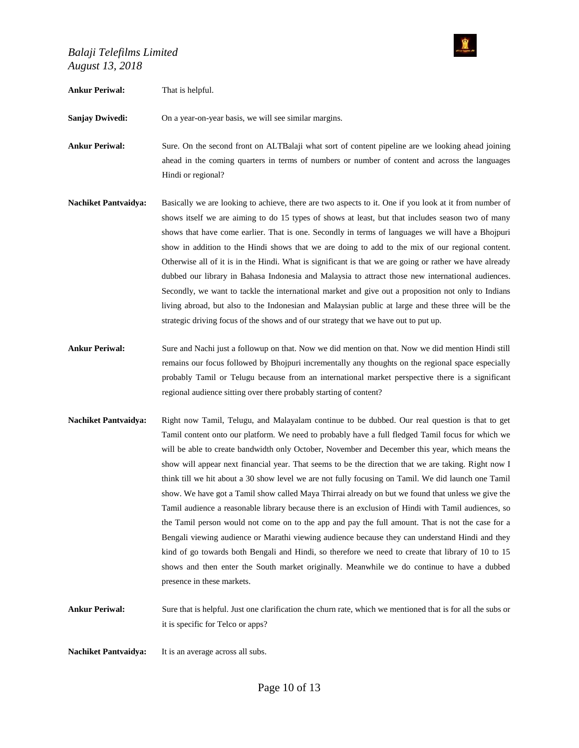**Ankur Periwal:** That is helpful.

**Sanjay Dwivedi:** On a year-on-year basis, we will see similar margins.

**Ankur Periwal:** Sure. On the second front on ALTBalaji what sort of content pipeline are we looking ahead joining ahead in the coming quarters in terms of numbers or number of content and across the languages Hindi or regional?

**Nachiket Pantvaidya:** Basically we are looking to achieve, there are two aspects to it. One if you look at it from number of shows itself we are aiming to do 15 types of shows at least, but that includes season two of many shows that have come earlier. That is one. Secondly in terms of languages we will have a Bhojpuri show in addition to the Hindi shows that we are doing to add to the mix of our regional content. Otherwise all of it is in the Hindi. What is significant is that we are going or rather we have already dubbed our library in Bahasa Indonesia and Malaysia to attract those new international audiences. Secondly, we want to tackle the international market and give out a proposition not only to Indians living abroad, but also to the Indonesian and Malaysian public at large and these three will be the strategic driving focus of the shows and of our strategy that we have out to put up.

**Ankur Periwal:** Sure and Nachi just a followup on that. Now we did mention on that. Now we did mention Hindi still remains our focus followed by Bhojpuri incrementally any thoughts on the regional space especially probably Tamil or Telugu because from an international market perspective there is a significant regional audience sitting over there probably starting of content?

**Nachiket Pantvaidya:** Right now Tamil, Telugu, and Malayalam continue to be dubbed. Our real question is that to get Tamil content onto our platform. We need to probably have a full fledged Tamil focus for which we will be able to create bandwidth only October, November and December this year, which means the show will appear next financial year. That seems to be the direction that we are taking. Right now I think till we hit about a 30 show level we are not fully focusing on Tamil. We did launch one Tamil show. We have got a Tamil show called Maya Thirrai already on but we found that unless we give the Tamil audience a reasonable library because there is an exclusion of Hindi with Tamil audiences, so the Tamil person would not come on to the app and pay the full amount. That is not the case for a Bengali viewing audience or Marathi viewing audience because they can understand Hindi and they kind of go towards both Bengali and Hindi, so therefore we need to create that library of 10 to 15 shows and then enter the South market originally. Meanwhile we do continue to have a dubbed presence in these markets.

**Ankur Periwal:** Sure that is helpful. Just one clarification the churn rate, which we mentioned that is for all the subs or it is specific for Telco or apps?

**Nachiket Pantvaidya:** It is an average across all subs.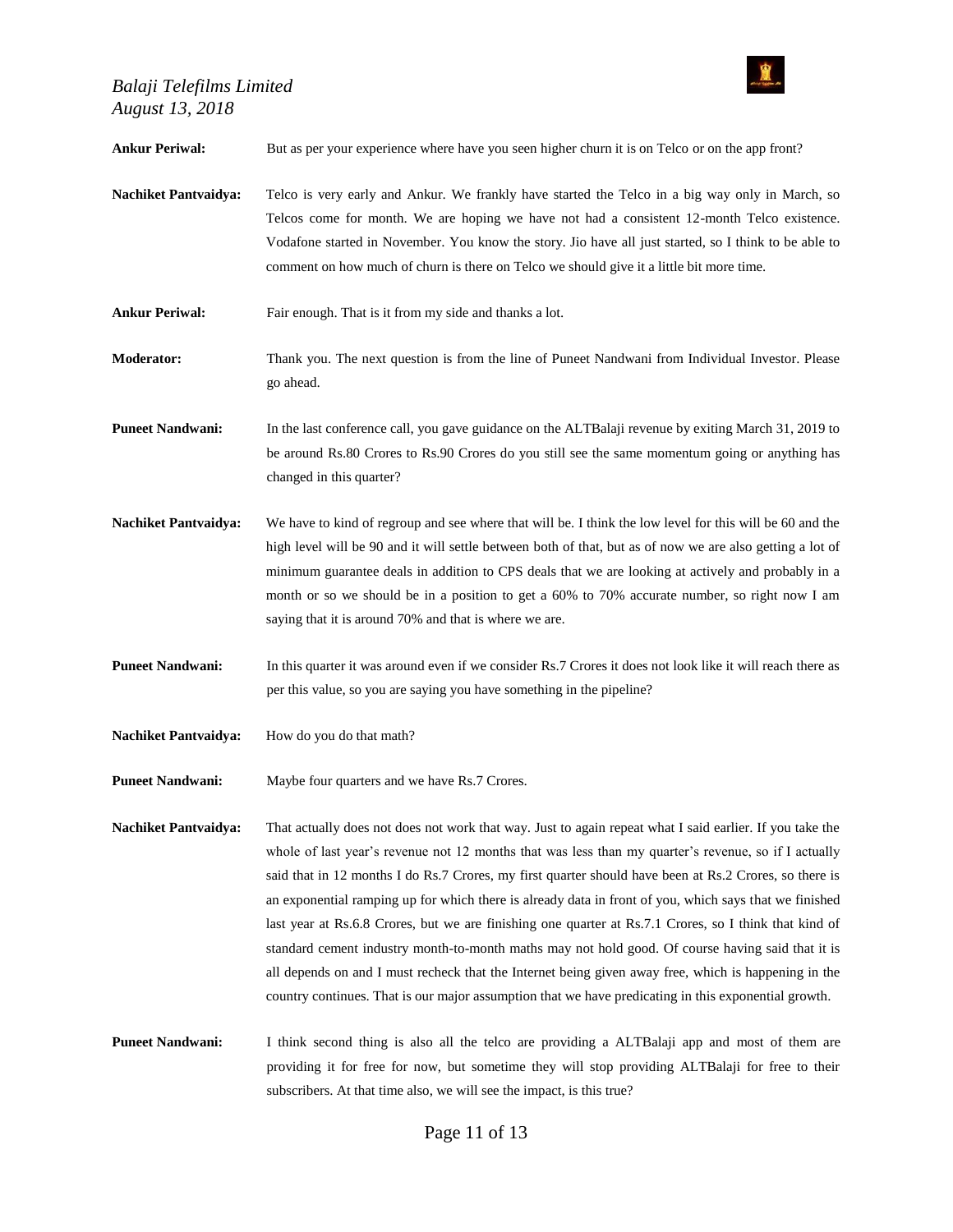**Ankur Periwal:** But as per your experience where have you seen higher churn it is on Telco or on the app front?

**Nachiket Pantvaidya:** Telco is very early and Ankur. We frankly have started the Telco in a big way only in March, so Telcos come for month. We are hoping we have not had a consistent 12-month Telco existence. Vodafone started in November. You know the story. Jio have all just started, so I think to be able to comment on how much of churn is there on Telco we should give it a little bit more time.

**Ankur Periwal:** Fair enough. That is it from my side and thanks a lot.

**Moderator:** Thank you. The next question is from the line of Puneet Nandwani from Individual Investor. Please go ahead.

**Puneet Nandwani:** In the last conference call, you gave guidance on the ALTBalaji revenue by exiting March 31, 2019 to be around Rs.80 Crores to Rs.90 Crores do you still see the same momentum going or anything has changed in this quarter?

**Nachiket Pantvaidya:** We have to kind of regroup and see where that will be. I think the low level for this will be 60 and the high level will be 90 and it will settle between both of that, but as of now we are also getting a lot of minimum guarantee deals in addition to CPS deals that we are looking at actively and probably in a month or so we should be in a position to get a 60% to 70% accurate number, so right now I am saying that it is around 70% and that is where we are.

**Puneet Nandwani:** In this quarter it was around even if we consider Rs.7 Crores it does not look like it will reach there as per this value, so you are saying you have something in the pipeline?

**Nachiket Pantvaidya:** How do you do that math?

**Puneet Nandwani:** Maybe four quarters and we have Rs.7 Crores.

**Nachiket Pantvaidya:** That actually does not does not work that way. Just to again repeat what I said earlier. If you take the whole of last year's revenue not 12 months that was less than my quarter's revenue, so if I actually said that in 12 months I do Rs.7 Crores, my first quarter should have been at Rs.2 Crores, so there is an exponential ramping up for which there is already data in front of you, which says that we finished last year at Rs.6.8 Crores, but we are finishing one quarter at Rs.7.1 Crores, so I think that kind of standard cement industry month-to-month maths may not hold good. Of course having said that it is all depends on and I must recheck that the Internet being given away free, which is happening in the country continues. That is our major assumption that we have predicating in this exponential growth.

**Puneet Nandwani:** I think second thing is also all the telco are providing a ALTBalaji app and most of them are providing it for free for now, but sometime they will stop providing ALTBalaji for free to their subscribers. At that time also, we will see the impact, is this true?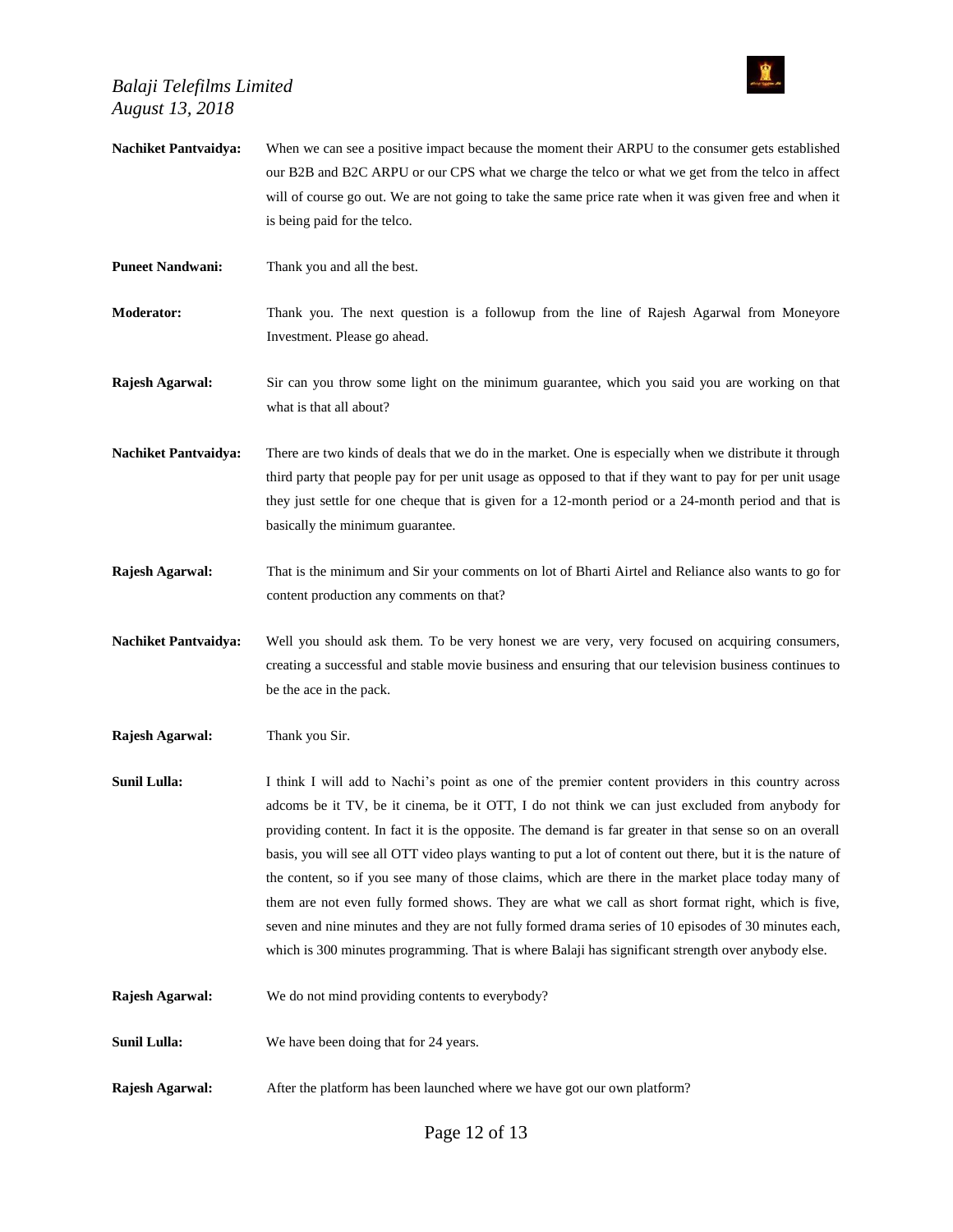**Nachiket Pantvaidya:** When we can see a positive impact because the moment their ARPU to the consumer gets established our B2B and B2C ARPU or our CPS what we charge the telco or what we get from the telco in affect will of course go out. We are not going to take the same price rate when it was given free and when it is being paid for the telco.

**Puneet Nandwani:** Thank you and all the best.

**Moderator:** Thank you. The next question is a followup from the line of Rajesh Agarwal from Moneyore Investment. Please go ahead.

**Rajesh Agarwal:** Sir can you throw some light on the minimum guarantee, which you said you are working on that what is that all about?

**Nachiket Pantvaidya:** There are two kinds of deals that we do in the market. One is especially when we distribute it through third party that people pay for per unit usage as opposed to that if they want to pay for per unit usage they just settle for one cheque that is given for a 12-month period or a 24-month period and that is basically the minimum guarantee.

**Rajesh Agarwal:** That is the minimum and Sir your comments on lot of Bharti Airtel and Reliance also wants to go for content production any comments on that?

**Nachiket Pantvaidya:** Well you should ask them. To be very honest we are very, very focused on acquiring consumers, creating a successful and stable movie business and ensuring that our television business continues to be the ace in the pack.

**Rajesh Agarwal:** Thank you Sir.

**Sunil Lulla:** I think I will add to Nachi's point as one of the premier content providers in this country across adcoms be it TV, be it cinema, be it OTT, I do not think we can just excluded from anybody for providing content. In fact it is the opposite. The demand is far greater in that sense so on an overall basis, you will see all OTT video plays wanting to put a lot of content out there, but it is the nature of the content, so if you see many of those claims, which are there in the market place today many of them are not even fully formed shows. They are what we call as short format right, which is five, seven and nine minutes and they are not fully formed drama series of 10 episodes of 30 minutes each, which is 300 minutes programming. That is where Balaji has significant strength over anybody else.

**Rajesh Agarwal:** We do not mind providing contents to everybody?

**Sunil Lulla:** We have been doing that for 24 years.

**Rajesh Agarwal:** After the platform has been launched where we have got our own platform?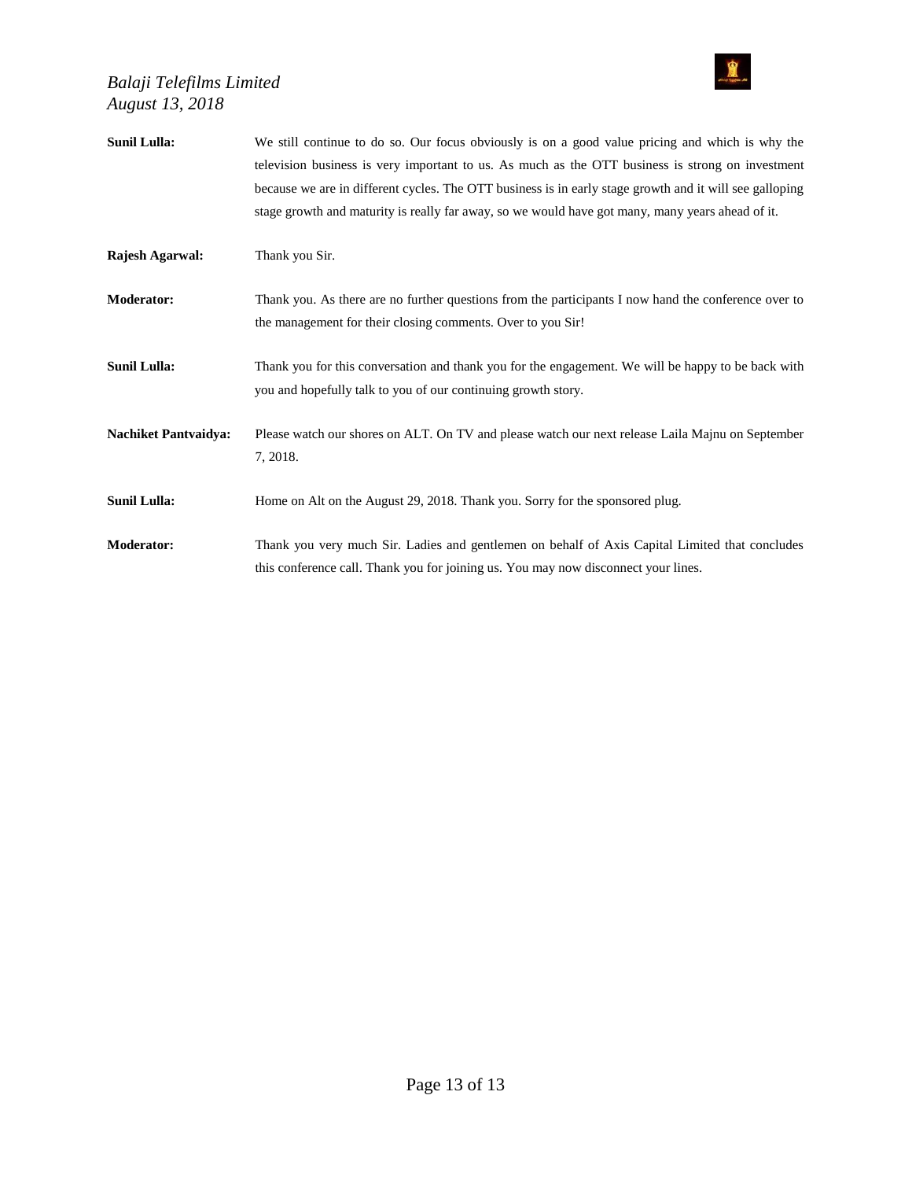**Sunil Lulla:** We still continue to do so. Our focus obviously is on a good value pricing and which is why the television business is very important to us. As much as the OTT business is strong on investment because we are in different cycles. The OTT business is in early stage growth and it will see galloping stage growth and maturity is really far away, so we would have got many, many years ahead of it.

**Rajesh Agarwal:** Thank you Sir.

**Moderator:** Thank you. As there are no further questions from the participants I now hand the conference over to the management for their closing comments. Over to you Sir!

**Sunil Lulla:** Thank you for this conversation and thank you for the engagement. We will be happy to be back with you and hopefully talk to you of our continuing growth story.

**Nachiket Pantvaidya:** Please watch our shores on ALT. On TV and please watch our next release Laila Majnu on September 7, 2018.

**Sunil Lulla:** Home on Alt on the August 29, 2018. Thank you. Sorry for the sponsored plug.

**Moderator:** Thank you very much Sir. Ladies and gentlemen on behalf of Axis Capital Limited that concludes this conference call. Thank you for joining us. You may now disconnect your lines.